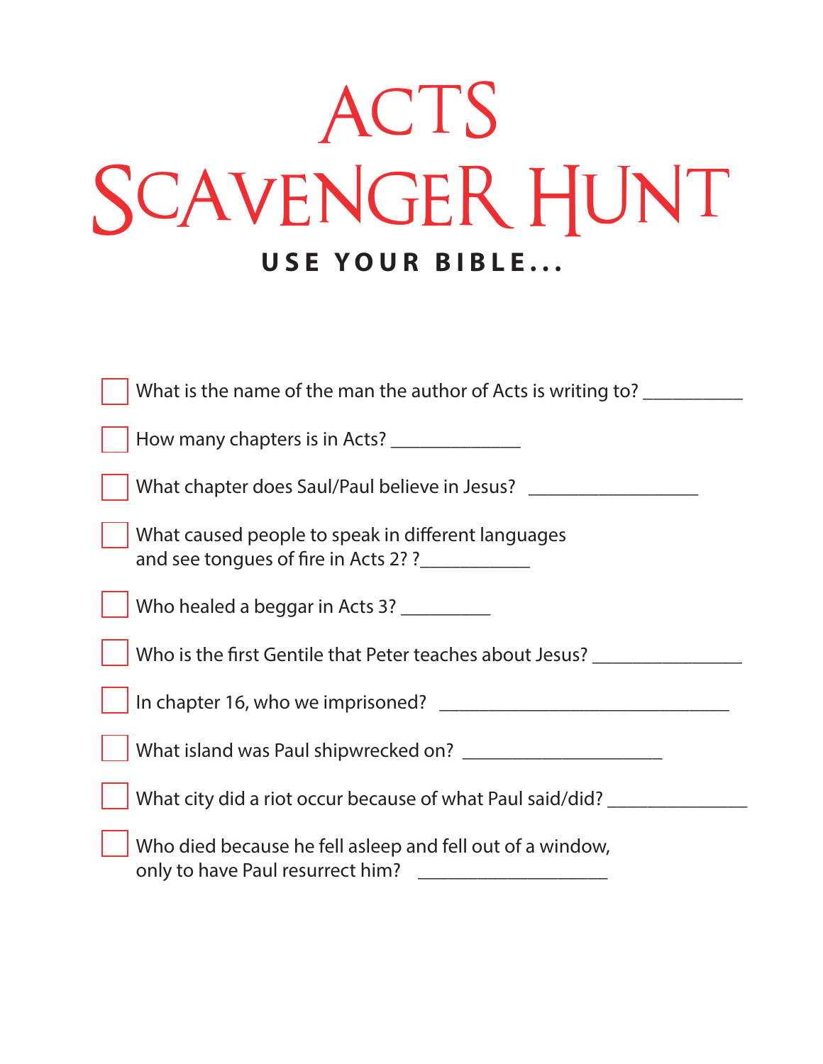# ACTS SCAVENGER HUNT

**USE YOUR BIBLE...**

- [ ] What is the name of the man the author of Acts is writing to? __________
- [ ] How many chapters is in Acts? _____________
- [ ] What chapter does Saul/Paul believe in Jesus? _________________
- [ ] What caused people to speak in different languages and see tongues of fire in Acts 2? ?___________
- [ ] Who healed a beggar in Acts 3? _________
- [ ] Who is the first Gentile that Peter teaches about Jesus? _______________
- [ ] In chapter 16, who we imprisoned? ______________________________
- [ ] What island was Paul shipwrecked on? ____________________
- [ ] What city did a riot occur because of what Paul said/did? ______________
- [ ] Who died because he fell asleep and fell out of a window, only to have Paul resurrect him? ___________________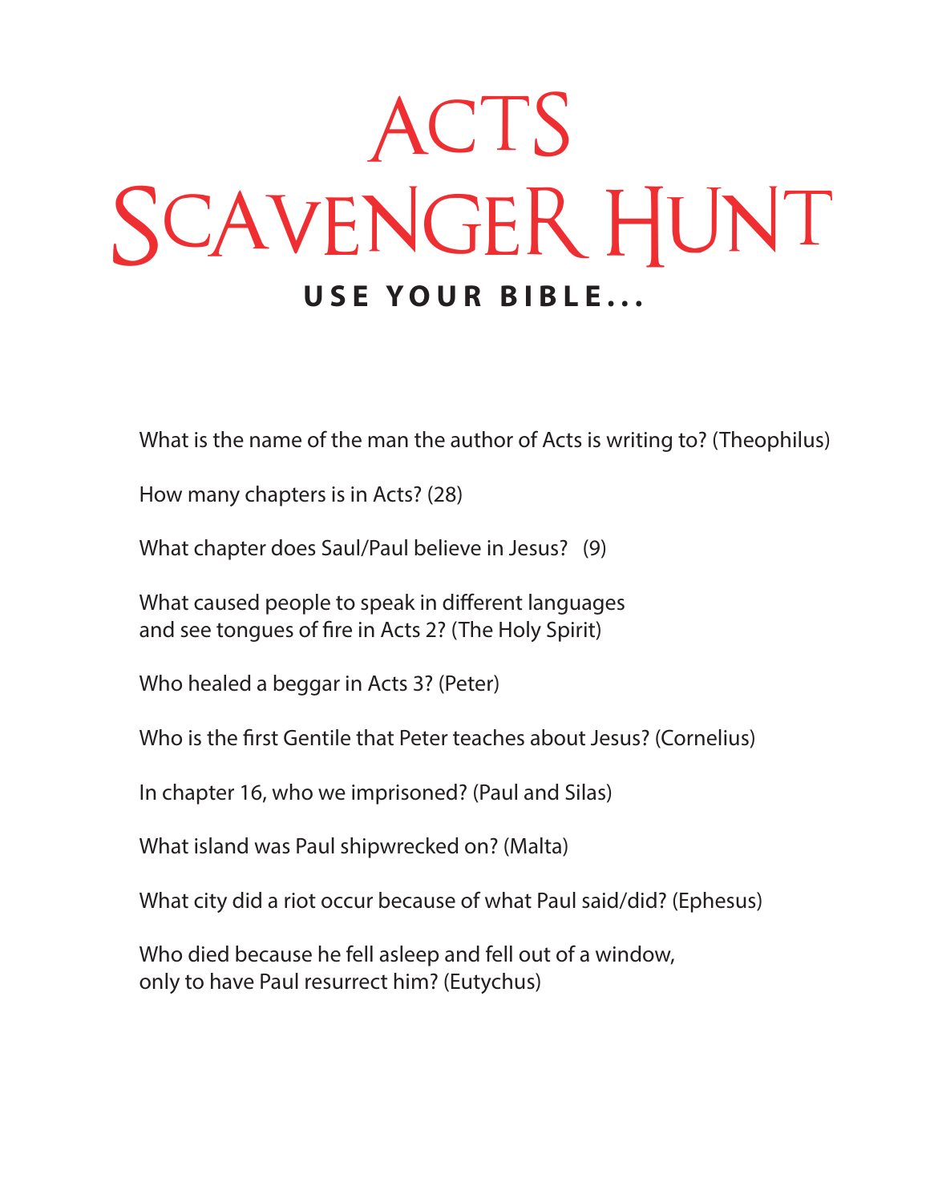# ACTS SCAVENGER HUNT

**USE YOUR BIBLE...**

What is the name of the man the author of Acts is writing to? (Theophilus)

How many chapters is in Acts? (28)

What chapter does Saul/Paul believe in Jesus? (9)

What caused people to speak in different languages and see tongues of fire in Acts 2? (The Holy Spirit)

Who healed a beggar in Acts 3? (Peter)

Who is the first Gentile that Peter teaches about Jesus? (Cornelius)

In chapter 16, who we imprisoned? (Paul and Silas)

What island was Paul shipwrecked on? (Malta)

What city did a riot occur because of what Paul said/did? (Ephesus)

Who died because he fell asleep and fell out of a window, only to have Paul resurrect him? (Eutychus)